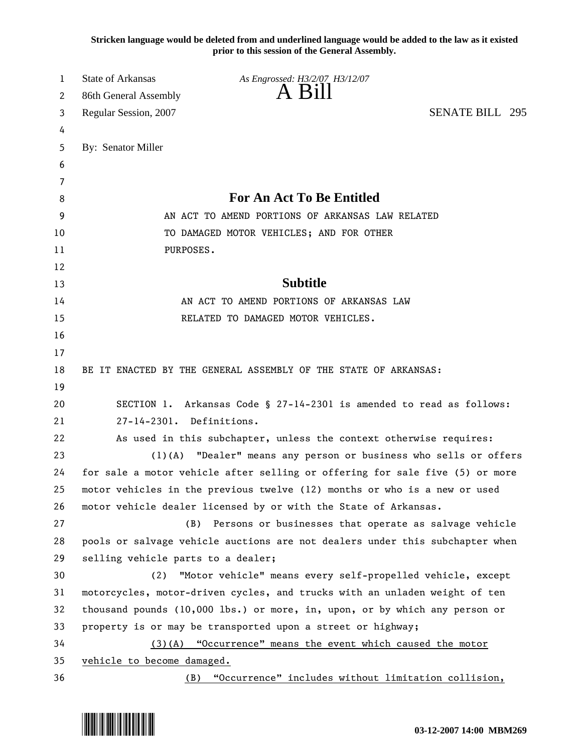**Stricken language would be deleted from and underlined language would be added to the law as it existed prior to this session of the General Assembly.**

State of Arkansas *As Engrossed: H3/2/07 H3/12/07*
86th General Assembly **A Bill**
Regular Session, 2007 SENATE BILL 295

By: Senator Miller

## For An Act To Be Entitled

AN ACT TO AMEND PORTIONS OF ARKANSAS LAW RELATED TO DAMAGED MOTOR VEHICLES; AND FOR OTHER PURPOSES.

## Subtitle

AN ACT TO AMEND PORTIONS OF ARKANSAS LAW RELATED TO DAMAGED MOTOR VEHICLES.

BE IT ENACTED BY THE GENERAL ASSEMBLY OF THE STATE OF ARKANSAS:

SECTION 1. Arkansas Code § 27-14-2301 is amended to read as follows:
27-14-2301. Definitions.
As used in this subchapter, unless the context otherwise requires:
(1)(A) "Dealer" means any person or business who sells or offers for sale a motor vehicle after selling or offering for sale five (5) or more motor vehicles in the previous twelve (12) months or who is a new or used motor vehicle dealer licensed by or with the State of Arkansas.
(B) Persons or businesses that operate as salvage vehicle pools or salvage vehicle auctions are not dealers under this subchapter when selling vehicle parts to a dealer;
(2) "Motor vehicle" means every self-propelled vehicle, except motorcycles, motor-driven cycles, and trucks with an unladen weight of ten thousand pounds (10,000 lbs.) or more, in, upon, or by which any person or property is or may be transported upon a street or highway;
<u>(3)(A) "Occurrence" means the event which caused the motor vehicle to become damaged.</u>
<u>(B) "Occurrence" includes without limitation collision,</u>

**03-12-2007 14:00 MBM269**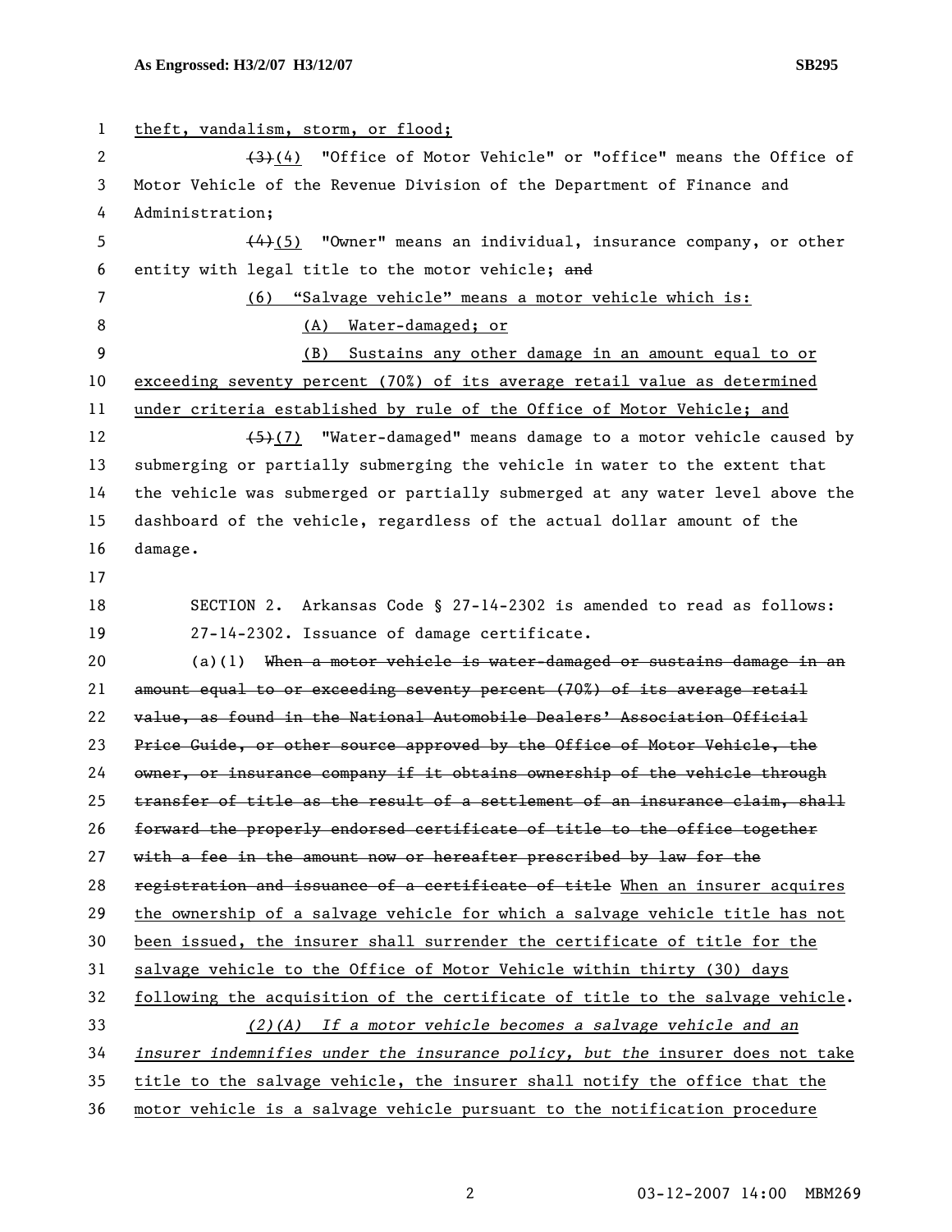theft, vandalism, storm, or flood;

~~(3)~~(4) "Office of Motor Vehicle" or "office" means the Office of Motor Vehicle of the Revenue Division of the Department of Finance and Administration;

~~(4)~~(5) "Owner" means an individual, insurance company, or other entity with legal title to the motor vehicle; ~~and~~

(6) "Salvage vehicle" means a motor vehicle which is:

(A) Water-damaged; or

(B) Sustains any other damage in an amount equal to or exceeding seventy percent (70%) of its average retail value as determined under criteria established by rule of the Office of Motor Vehicle; and

~~(5)~~(7) "Water-damaged" means damage to a motor vehicle caused by submerging or partially submerging the vehicle in water to the extent that the vehicle was submerged or partially submerged at any water level above the dashboard of the vehicle, regardless of the actual dollar amount of the damage.

SECTION 2. Arkansas Code § 27-14-2302 is amended to read as follows:

27-14-2302. Issuance of damage certificate.

(a)(1) ~~When a motor vehicle is water-damaged or sustains damage in an amount equal to or exceeding seventy percent (70%) of its average retail value, as found in the National Automobile Dealers' Association Official Price Guide, or other source approved by the Office of Motor Vehicle, the owner, or insurance company if it obtains ownership of the vehicle through transfer of title as the result of a settlement of an insurance claim, shall forward the properly endorsed certificate of title to the office together with a fee in the amount now or hereafter prescribed by law for the registration and issuance of a certificate of title~~ When an insurer acquires the ownership of a salvage vehicle for which a salvage vehicle title has not been issued, the insurer shall surrender the certificate of title for the salvage vehicle to the Office of Motor Vehicle within thirty (30) days following the acquisition of the certificate of title to the salvage vehicle.

*(2)(A) If a motor vehicle becomes a salvage vehicle and an insurer indemnifies under the insurance policy, but the* insurer does not take title to the salvage vehicle, the insurer shall notify the office that the motor vehicle is a salvage vehicle pursuant to the notification procedure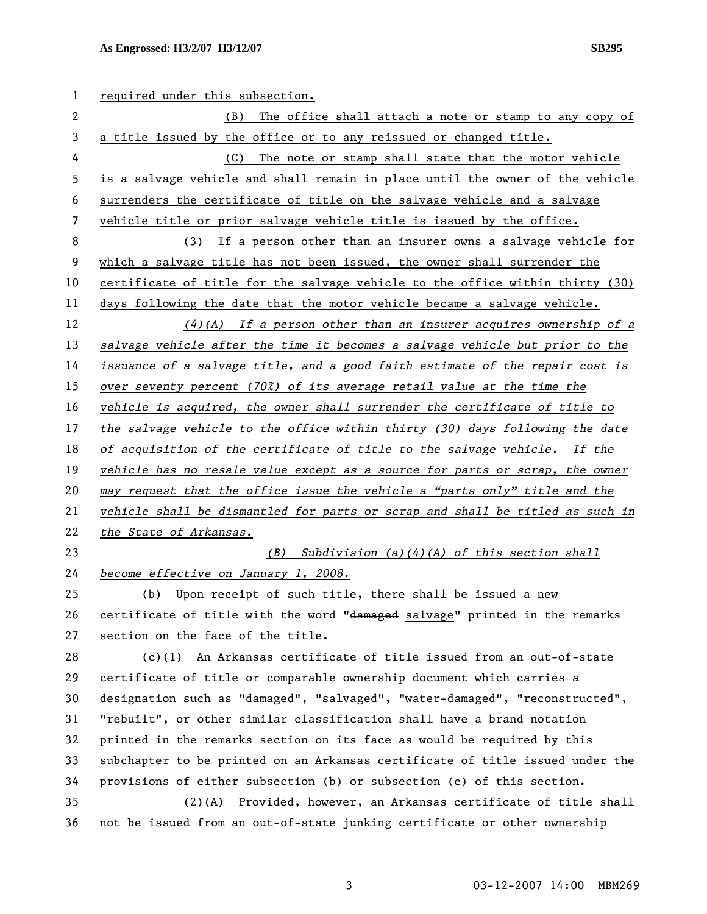required under this subsection.

(B) The office shall attach a note or stamp to any copy of a title issued by the office or to any reissued or changed title.

(C) The note or stamp shall state that the motor vehicle is a salvage vehicle and shall remain in place until the owner of the vehicle surrenders the certificate of title on the salvage vehicle and a salvage vehicle title or prior salvage vehicle title is issued by the office.

(3) If a person other than an insurer owns a salvage vehicle for which a salvage title has not been issued, the owner shall surrender the certificate of title for the salvage vehicle to the office within thirty (30) days following the date that the motor vehicle became a salvage vehicle.

*(4)(A) If a person other than an insurer acquires ownership of a salvage vehicle after the time it becomes a salvage vehicle but prior to the issuance of a salvage title, and a good faith estimate of the repair cost is over seventy percent (70%) of its average retail value at the time the vehicle is acquired, the owner shall surrender the certificate of title to the salvage vehicle to the office within thirty (30) days following the date of acquisition of the certificate of title to the salvage vehicle. If the vehicle has no resale value except as a source for parts or scrap, the owner may request that the office issue the vehicle a "parts only" title and the vehicle shall be dismantled for parts or scrap and shall be titled as such in the State of Arkansas.*

*(B) Subdivision (a)(4)(A) of this section shall become effective on January 1, 2008.*

(b) Upon receipt of such title, there shall be issued a new certificate of title with the word "~~damaged~~ salvage" printed in the remarks section on the face of the title.

(c)(1) An Arkansas certificate of title issued from an out-of-state certificate of title or comparable ownership document which carries a designation such as "damaged", "salvaged", "water-damaged", "reconstructed", "rebuilt", or other similar classification shall have a brand notation printed in the remarks section on its face as would be required by this subchapter to be printed on an Arkansas certificate of title issued under the provisions of either subsection (b) or subsection (e) of this section.

(2)(A) Provided, however, an Arkansas certificate of title shall not be issued from an out-of-state junking certificate or other ownership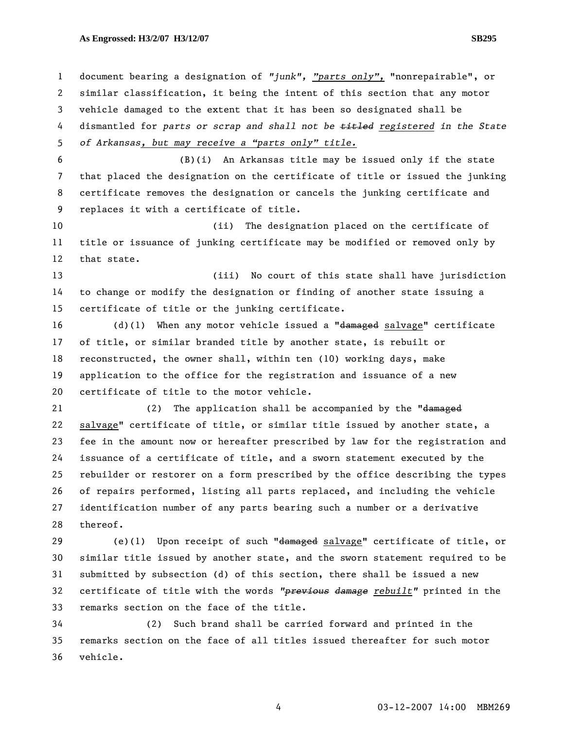document bearing a designation of *"junk"*, *"parts only",* "nonrepairable", or similar classification, it being the intent of this section that any motor vehicle damaged to the extent that it has been so designated shall be dismantled for *parts or scrap and shall not be ~~titled~~ registered in the State of Arkansas, but may receive a "parts only" title.*

(B)(i) An Arkansas title may be issued only if the state that placed the designation on the certificate of title or issued the junking certificate removes the designation or cancels the junking certificate and replaces it with a certificate of title.

(ii) The designation placed on the certificate of title or issuance of junking certificate may be modified or removed only by that state.

(iii) No court of this state shall have jurisdiction to change or modify the designation or finding of another state issuing a certificate of title or the junking certificate.

(d)(1) When any motor vehicle issued a "~~damaged~~ salvage" certificate of title, or similar branded title by another state, is rebuilt or reconstructed, the owner shall, within ten (10) working days, make application to the office for the registration and issuance of a new certificate of title to the motor vehicle.

(2) The application shall be accompanied by the "~~damaged~~ salvage" certificate of title, or similar title issued by another state, a fee in the amount now or hereafter prescribed by law for the registration and issuance of a certificate of title, and a sworn statement executed by the rebuilder or restorer on a form prescribed by the office describing the types of repairs performed, listing all parts replaced, and including the vehicle identification number of any parts bearing such a number or a derivative thereof.

(e)(1) Upon receipt of such "~~damaged~~ salvage" certificate of title, or similar title issued by another state, and the sworn statement required to be submitted by subsection (d) of this section, there shall be issued a new certificate of title with the words *"~~previous damage~~ rebuilt"* printed in the remarks section on the face of the title.

(2) Such brand shall be carried forward and printed in the remarks section on the face of all titles issued thereafter for such motor vehicle.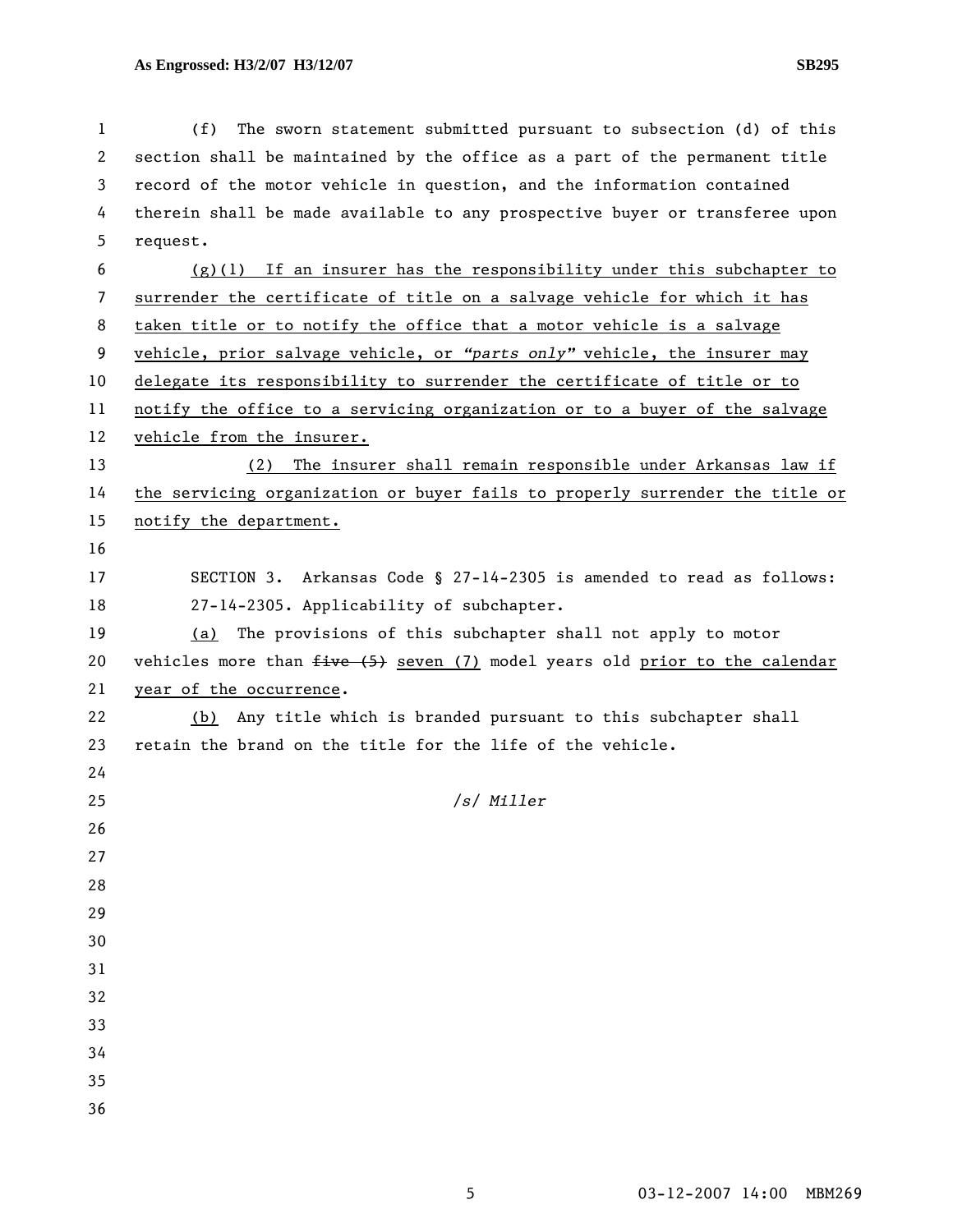(f) The sworn statement submitted pursuant to subsection (d) of this section shall be maintained by the office as a part of the permanent title record of the motor vehicle in question, and the information contained therein shall be made available to any prospective buyer or transferee upon request.

<u>(g)(1) If an insurer has the responsibility under this subchapter to surrender the certificate of title on a salvage vehicle for which it has taken title or to notify the office that a motor vehicle is a salvage vehicle, prior salvage vehicle, or *"parts only"* vehicle, the insurer may delegate its responsibility to surrender the certificate of title or to notify the office to a servicing organization or to a buyer of the salvage vehicle from the insurer.</u>

<u>(2) The insurer shall remain responsible under Arkansas law if the servicing organization or buyer fails to properly surrender the title or notify the department.</u>

SECTION 3. Arkansas Code § 27-14-2305 is amended to read as follows:

27-14-2305. Applicability of subchapter.

<u>(a)</u> The provisions of this subchapter shall not apply to motor vehicles more than ~~five (5)~~ <u>seven (7)</u> model years old <u>prior to the calendar year of the occurrence</u>.

<u>(b)</u> Any title which is branded pursuant to this subchapter shall retain the brand on the title for the life of the vehicle.

*/s/ Miller*